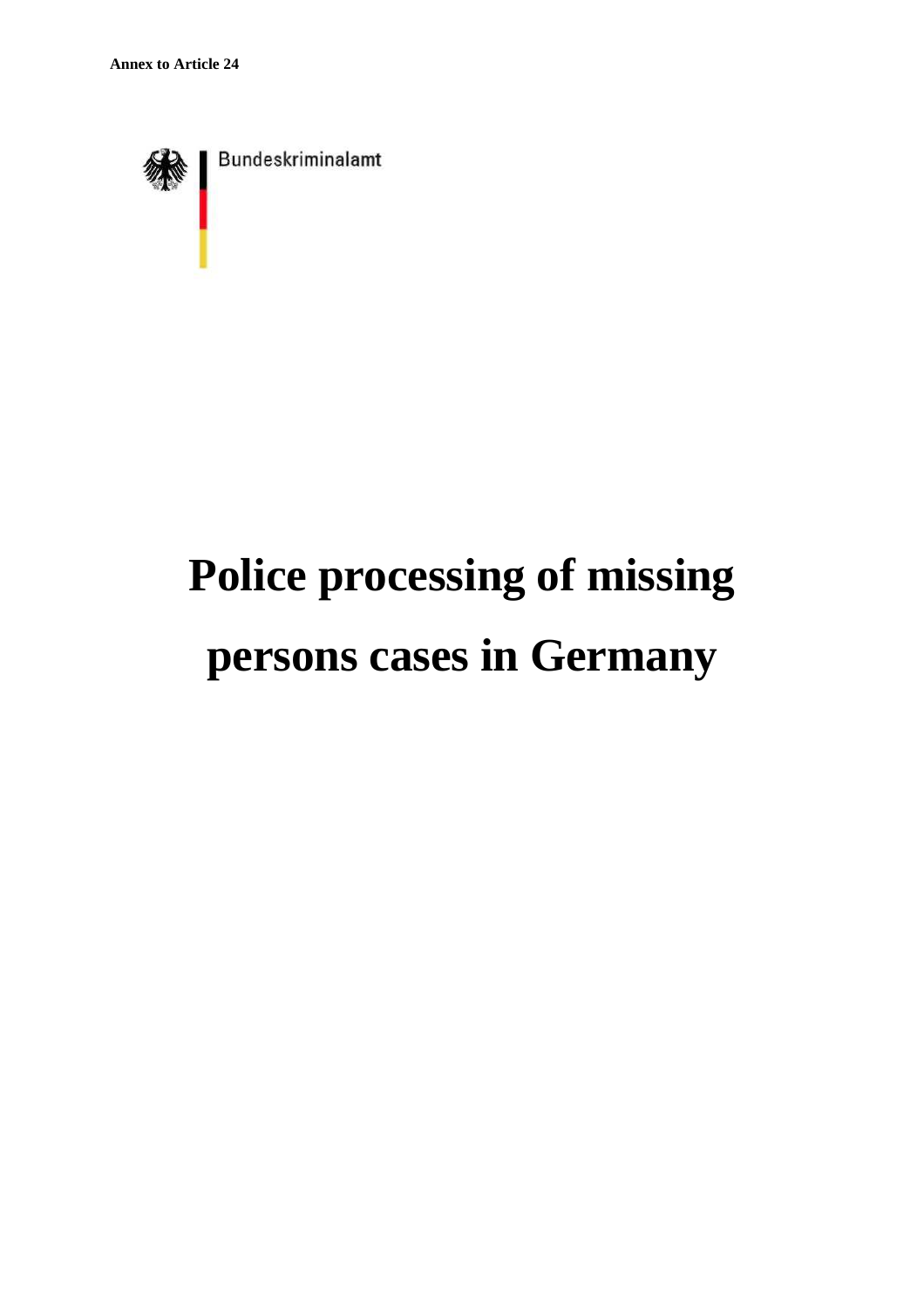**Annex to Article 24**

Bundeskriminalamt

# Police processing of missing persons cases in Germany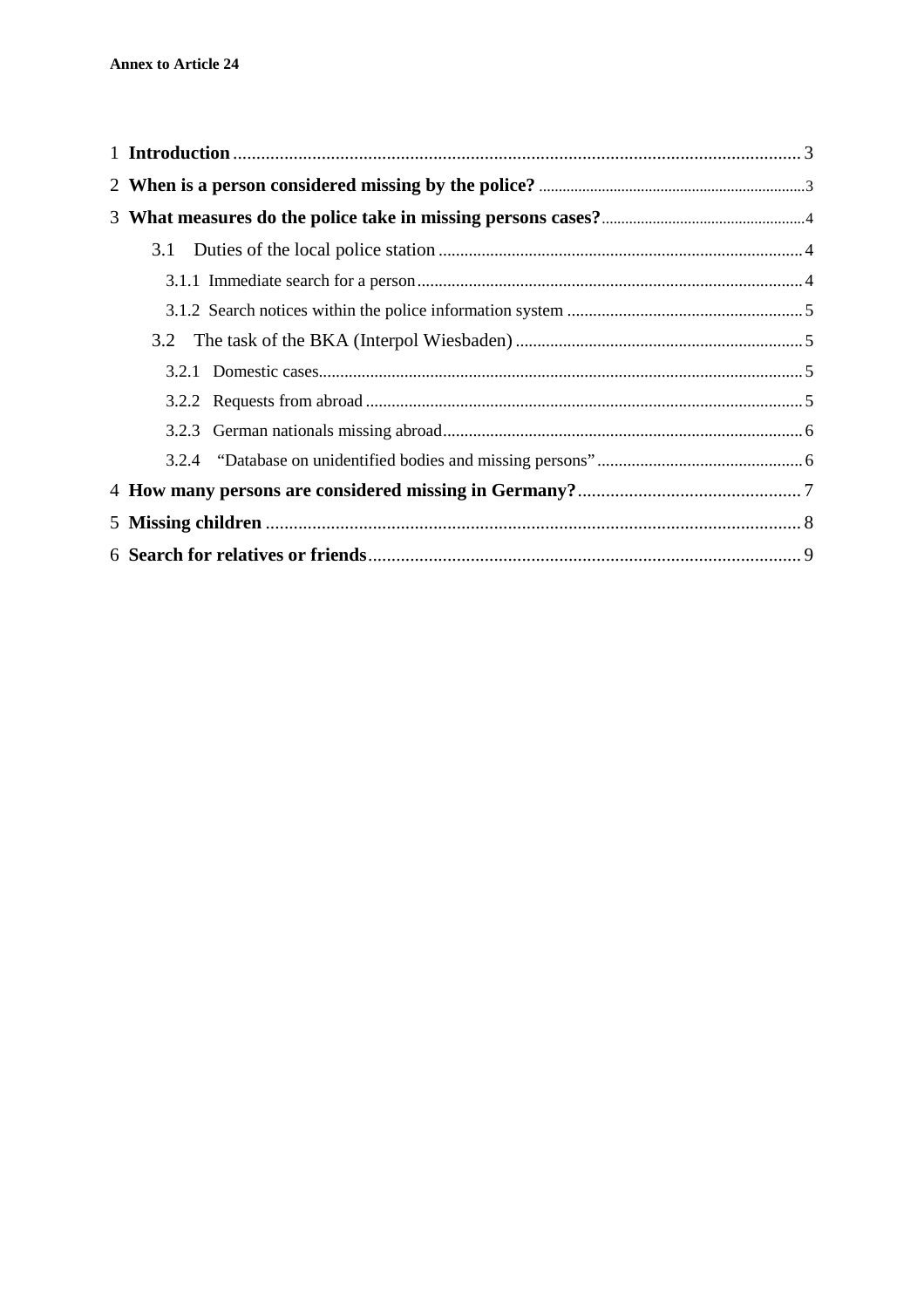1 **Introduction** ........................................................................................................ 3

2 **When is a person considered missing by the police?** ............................................................ 3

3 **What measures do the police take in missing persons cases?** .............................................. 4

- 3.1 Duties of the local police station ..................................................................................... 4
  - 3.1.1 Immediate search for a person ............................................................................. 4
  - 3.1.2 Search notices within the police information system ........................................... 5
- 3.2 The task of the BKA (Interpol Wiesbaden) .................................................................. 5
  - 3.2.1 Domestic cases ....................................................................................................... 5
  - 3.2.2 Requests from abroad ............................................................................................ 5
  - 3.2.3 German nationals missing abroad .......................................................................... 6
  - 3.2.4 "Database on unidentified bodies and missing persons" ....................................... 6

4 **How many persons are considered missing in Germany?** ................................................ 7

5 **Missing children** .................................................................................................................. 8

6 **Search for relatives or friends** ............................................................................................ 9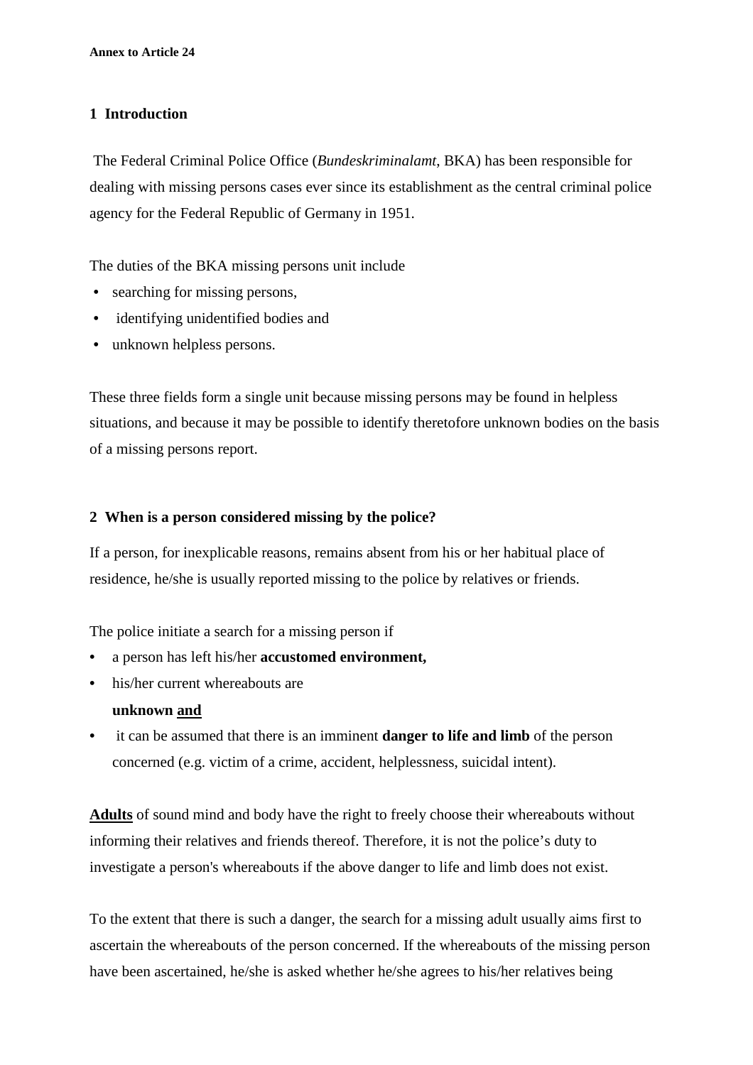**Annex to Article 24**

## 1 Introduction

The Federal Criminal Police Office (*Bundeskriminalamt*, BKA) has been responsible for dealing with missing persons cases ever since its establishment as the central criminal police agency for the Federal Republic of Germany in 1951.

The duties of the BKA missing persons unit include

- searching for missing persons,
- identifying unidentified bodies and
- unknown helpless persons.

These three fields form a single unit because missing persons may be found in helpless situations, and because it may be possible to identify theretofore unknown bodies on the basis of a missing persons report.

## 2 When is a person considered missing by the police?

If a person, for inexplicable reasons, remains absent from his or her habitual place of residence, he/she is usually reported missing to the police by relatives or friends.

The police initiate a search for a missing person if

- a person has left his/her **accustomed environment,**
- his/her current whereabouts are **unknown <u>and</u>**
- it can be assumed that there is an imminent **danger to life and limb** of the person concerned (e.g. victim of a crime, accident, helplessness, suicidal intent).

**<u>Adults</u>** of sound mind and body have the right to freely choose their whereabouts without informing their relatives and friends thereof. Therefore, it is not the police's duty to investigate a person's whereabouts if the above danger to life and limb does not exist.

To the extent that there is such a danger, the search for a missing adult usually aims first to ascertain the whereabouts of the person concerned. If the whereabouts of the missing person have been ascertained, he/she is asked whether he/she agrees to his/her relatives being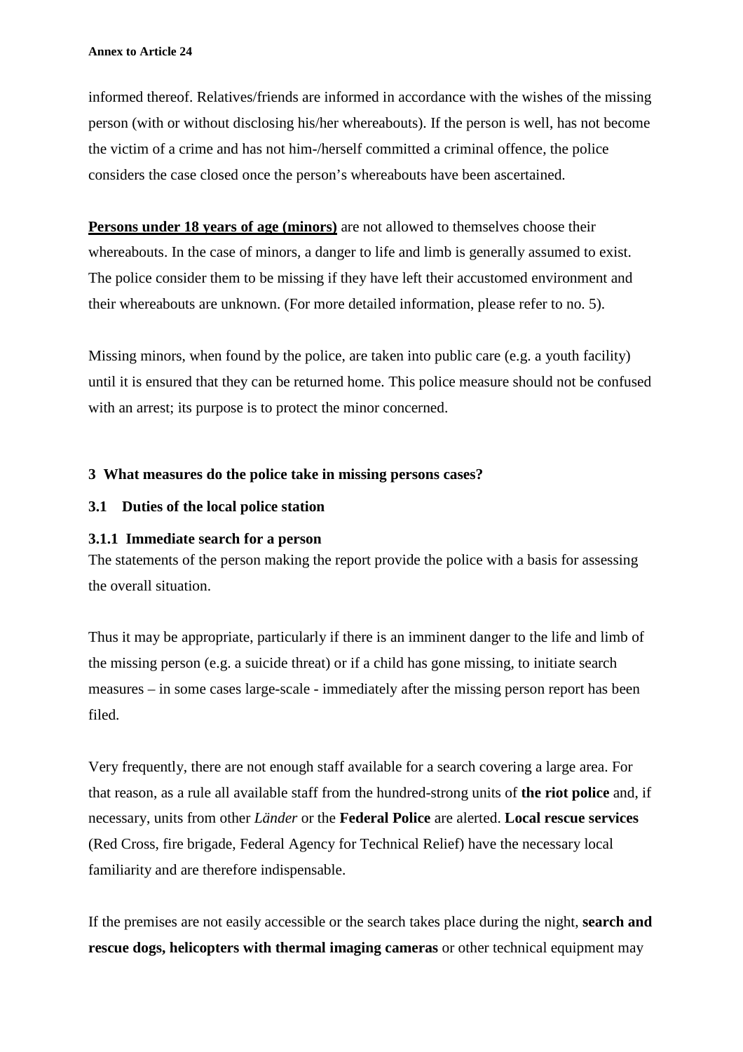informed thereof. Relatives/friends are informed in accordance with the wishes of the missing person (with or without disclosing his/her whereabouts). If the person is well, has not become the victim of a crime and has not him-/herself committed a criminal offence, the police considers the case closed once the person's whereabouts have been ascertained.

**Persons under 18 years of age (minors)** are not allowed to themselves choose their whereabouts. In the case of minors, a danger to life and limb is generally assumed to exist. The police consider them to be missing if they have left their accustomed environment and their whereabouts are unknown. (For more detailed information, please refer to no. 5).

Missing minors, when found by the police, are taken into public care (e.g. a youth facility) until it is ensured that they can be returned home. This police measure should not be confused with an arrest; its purpose is to protect the minor concerned.

## 3 What measures do the police take in missing persons cases?

### 3.1 Duties of the local police station

#### 3.1.1 Immediate search for a person

The statements of the person making the report provide the police with a basis for assessing the overall situation.

Thus it may be appropriate, particularly if there is an imminent danger to the life and limb of the missing person (e.g. a suicide threat) or if a child has gone missing, to initiate search measures – in some cases large-scale - immediately after the missing person report has been filed.

Very frequently, there are not enough staff available for a search covering a large area. For that reason, as a rule all available staff from the hundred-strong units of **the riot police** and, if necessary, units from other *Länder* or the **Federal Police** are alerted. **Local rescue services** (Red Cross, fire brigade, Federal Agency for Technical Relief) have the necessary local familiarity and are therefore indispensable.

If the premises are not easily accessible or the search takes place during the night, **search and rescue dogs, helicopters with thermal imaging cameras** or other technical equipment may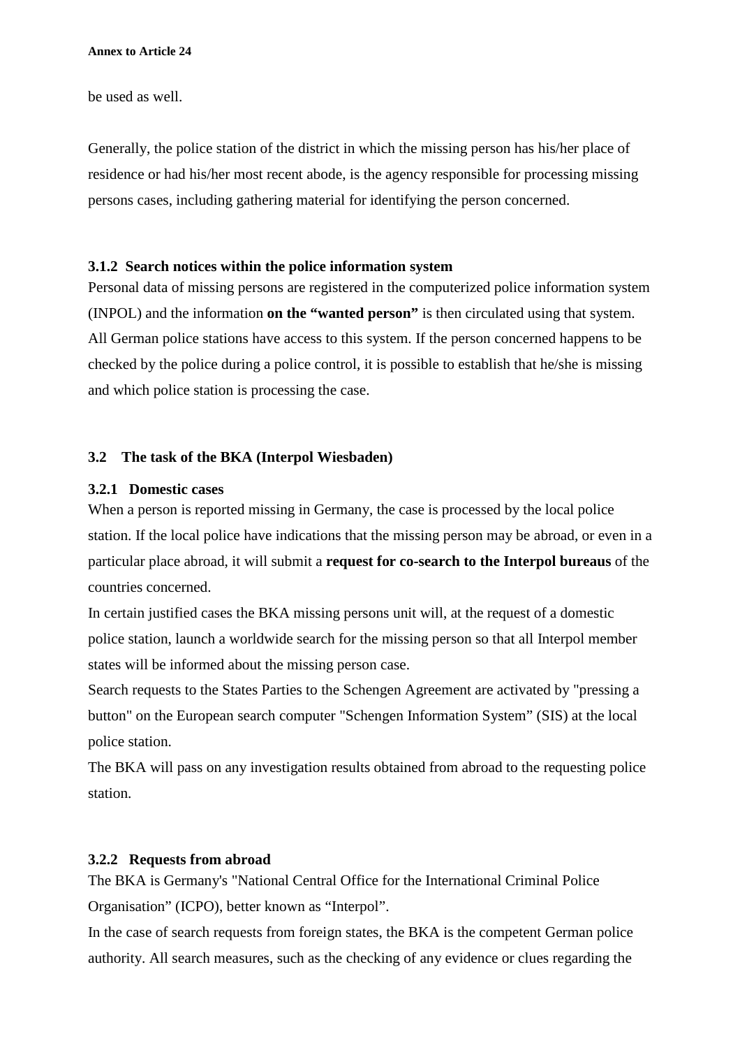be used as well.

Generally, the police station of the district in which the missing person has his/her place of residence or had his/her most recent abode, is the agency responsible for processing missing persons cases, including gathering material for identifying the person concerned.

### 3.1.2 Search notices within the police information system

Personal data of missing persons are registered in the computerized police information system (INPOL) and the information **on the "wanted person"** is then circulated using that system. All German police stations have access to this system. If the person concerned happens to be checked by the police during a police control, it is possible to establish that he/she is missing and which police station is processing the case.

## 3.2 The task of the BKA (Interpol Wiesbaden)

### 3.2.1 Domestic cases

When a person is reported missing in Germany, the case is processed by the local police station. If the local police have indications that the missing person may be abroad, or even in a particular place abroad, it will submit a **request for co-search to the Interpol bureaus** of the countries concerned.

In certain justified cases the BKA missing persons unit will, at the request of a domestic police station, launch a worldwide search for the missing person so that all Interpol member states will be informed about the missing person case.

Search requests to the States Parties to the Schengen Agreement are activated by "pressing a button" on the European search computer "Schengen Information System" (SIS) at the local police station.

The BKA will pass on any investigation results obtained from abroad to the requesting police station.

### 3.2.2 Requests from abroad

The BKA is Germany's "National Central Office for the International Criminal Police Organisation" (ICPO), better known as "Interpol".

In the case of search requests from foreign states, the BKA is the competent German police authority. All search measures, such as the checking of any evidence or clues regarding the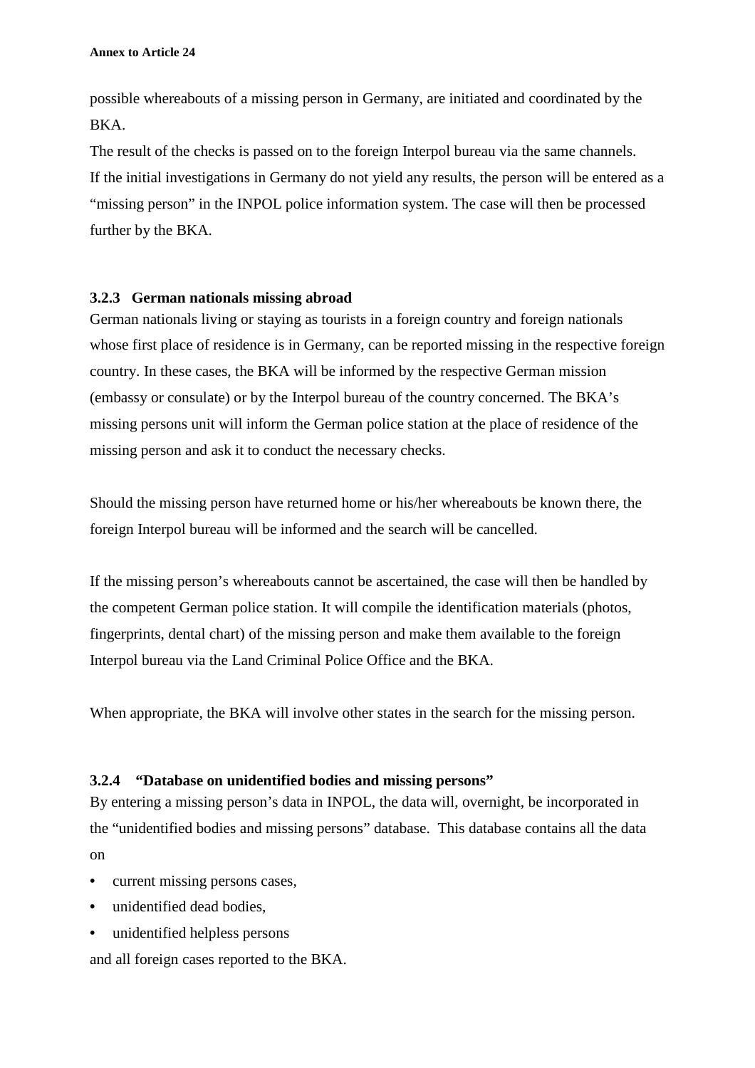possible whereabouts of a missing person in Germany, are initiated and coordinated by the BKA.

The result of the checks is passed on to the foreign Interpol bureau via the same channels. If the initial investigations in Germany do not yield any results, the person will be entered as a “missing person” in the INPOL police information system. The case will then be processed further by the BKA.

### 3.2.3 German nationals missing abroad

German nationals living or staying as tourists in a foreign country and foreign nationals whose first place of residence is in Germany, can be reported missing in the respective foreign country. In these cases, the BKA will be informed by the respective German mission (embassy or consulate) or by the Interpol bureau of the country concerned. The BKA’s missing persons unit will inform the German police station at the place of residence of the missing person and ask it to conduct the necessary checks.

Should the missing person have returned home or his/her whereabouts be known there, the foreign Interpol bureau will be informed and the search will be cancelled.

If the missing person’s whereabouts cannot be ascertained, the case will then be handled by the competent German police station. It will compile the identification materials (photos, fingerprints, dental chart) of the missing person and make them available to the foreign Interpol bureau via the Land Criminal Police Office and the BKA.

When appropriate, the BKA will involve other states in the search for the missing person.

### 3.2.4 “Database on unidentified bodies and missing persons”

By entering a missing person’s data in INPOL, the data will, overnight, be incorporated in the “unidentified bodies and missing persons” database. This database contains all the data on

- current missing persons cases,
- unidentified dead bodies,
- unidentified helpless persons

and all foreign cases reported to the BKA.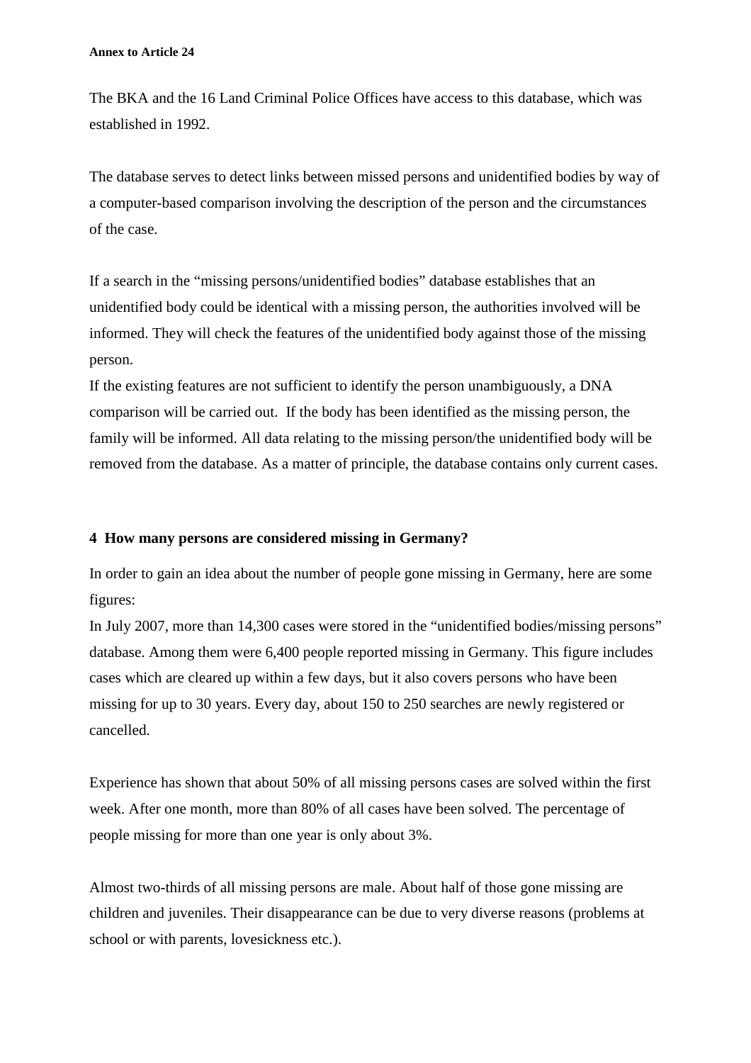The BKA and the 16 Land Criminal Police Offices have access to this database, which was established in 1992.

The database serves to detect links between missed persons and unidentified bodies by way of a computer-based comparison involving the description of the person and the circumstances of the case.

If a search in the "missing persons/unidentified bodies" database establishes that an unidentified body could be identical with a missing person, the authorities involved will be informed. They will check the features of the unidentified body against those of the missing person.

If the existing features are not sufficient to identify the person unambiguously, a DNA comparison will be carried out. If the body has been identified as the missing person, the family will be informed. All data relating to the missing person/the unidentified body will be removed from the database. As a matter of principle, the database contains only current cases.

## 4 How many persons are considered missing in Germany?

In order to gain an idea about the number of people gone missing in Germany, here are some figures:

In July 2007, more than 14,300 cases were stored in the "unidentified bodies/missing persons" database. Among them were 6,400 people reported missing in Germany. This figure includes cases which are cleared up within a few days, but it also covers persons who have been missing for up to 30 years. Every day, about 150 to 250 searches are newly registered or cancelled.

Experience has shown that about 50% of all missing persons cases are solved within the first week. After one month, more than 80% of all cases have been solved. The percentage of people missing for more than one year is only about 3%.

Almost two-thirds of all missing persons are male. About half of those gone missing are children and juveniles. Their disappearance can be due to very diverse reasons (problems at school or with parents, lovesickness etc.).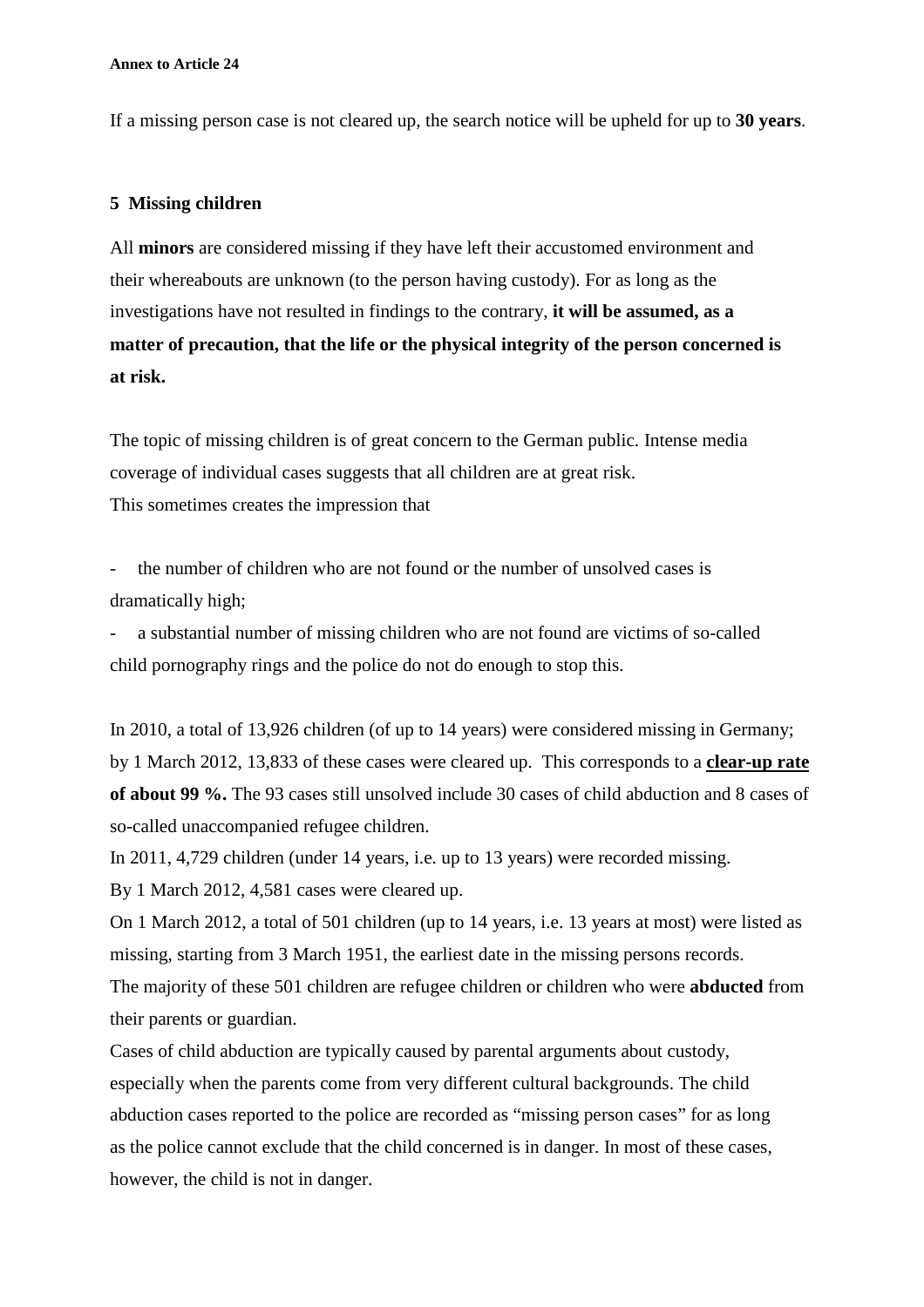If a missing person case is not cleared up, the search notice will be upheld for up to **30 years**.

## 5 Missing children

All **minors** are considered missing if they have left their accustomed environment and their whereabouts are unknown (to the person having custody). For as long as the investigations have not resulted in findings to the contrary, **it will be assumed, as a matter of precaution, that the life or the physical integrity of the person concerned is at risk.**

The topic of missing children is of great concern to the German public. Intense media coverage of individual cases suggests that all children are at great risk.
This sometimes creates the impression that

- the number of children who are not found or the number of unsolved cases is dramatically high;
- a substantial number of missing children who are not found are victims of so-called child pornography rings and the police do not do enough to stop this.

In 2010, a total of 13,926 children (of up to 14 years) were considered missing in Germany; by 1 March 2012, 13,833 of these cases were cleared up. This corresponds to a **clear-up rate of about 99 %.** The 93 cases still unsolved include 30 cases of child abduction and 8 cases of so-called unaccompanied refugee children.
In 2011, 4,729 children (under 14 years, i.e. up to 13 years) were recorded missing.
By 1 March 2012, 4,581 cases were cleared up.
On 1 March 2012, a total of 501 children (up to 14 years, i.e. 13 years at most) were listed as missing, starting from 3 March 1951, the earliest date in the missing persons records.
The majority of these 501 children are refugee children or children who were **abducted** from their parents or guardian.
Cases of child abduction are typically caused by parental arguments about custody, especially when the parents come from very different cultural backgrounds. The child abduction cases reported to the police are recorded as "missing person cases" for as long as the police cannot exclude that the child concerned is in danger. In most of these cases, however, the child is not in danger.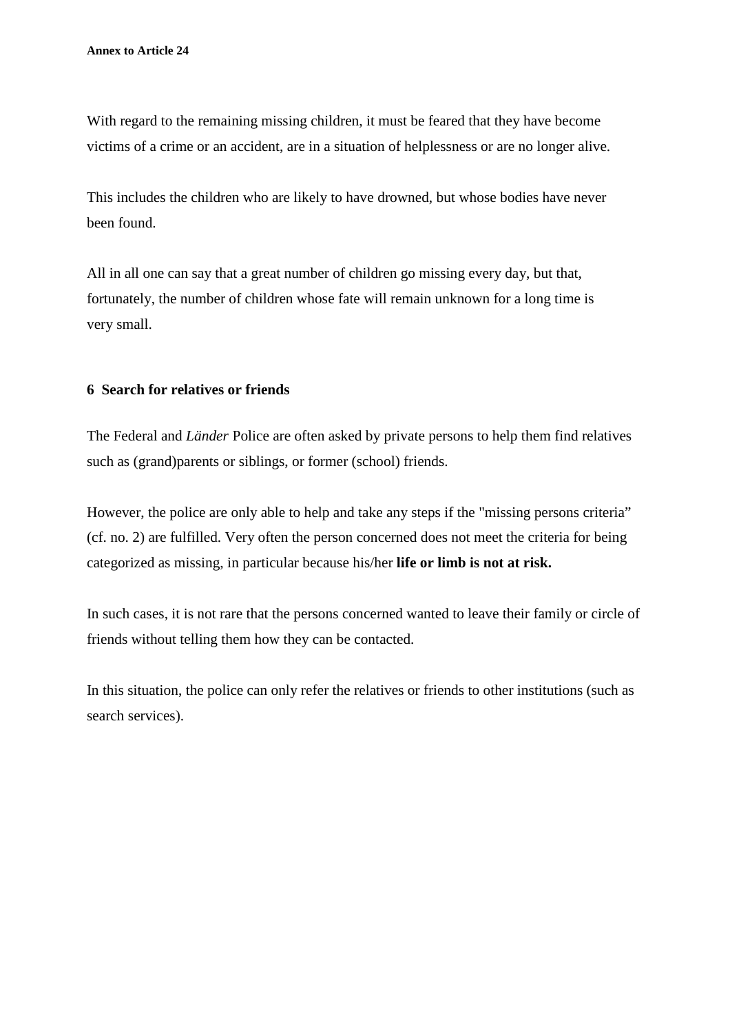With regard to the remaining missing children, it must be feared that they have become victims of a crime or an accident, are in a situation of helplessness or are no longer alive.

This includes the children who are likely to have drowned, but whose bodies have never been found.

All in all one can say that a great number of children go missing every day, but that, fortunately, the number of children whose fate will remain unknown for a long time is very small.

## 6 Search for relatives or friends

The Federal and *Länder* Police are often asked by private persons to help them find relatives such as (grand)parents or siblings, or former (school) friends.

However, the police are only able to help and take any steps if the "missing persons criteria" (cf. no. 2) are fulfilled. Very often the person concerned does not meet the criteria for being categorized as missing, in particular because his/her **life or limb is not at risk.**

In such cases, it is not rare that the persons concerned wanted to leave their family or circle of friends without telling them how they can be contacted.

In this situation, the police can only refer the relatives or friends to other institutions (such as search services).